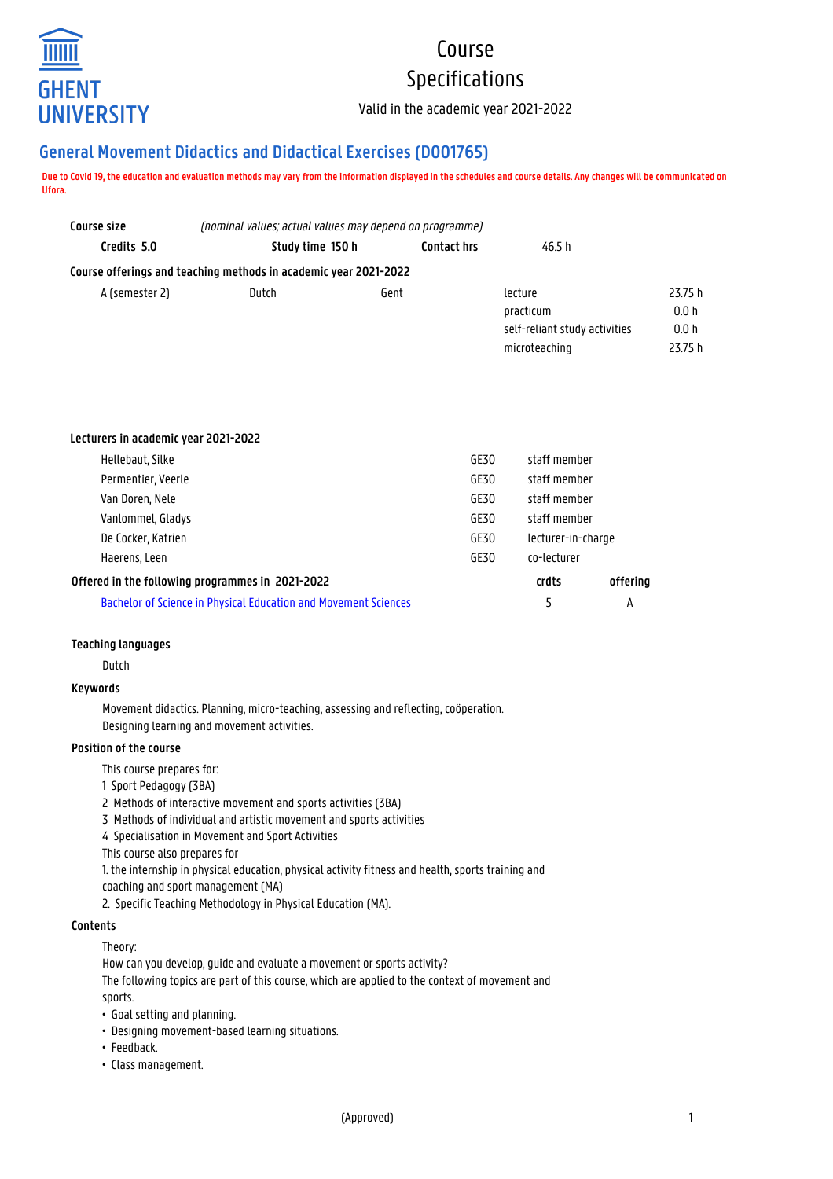# Course Specifications

Valid in the academic year 2021-2022

## General Movement Didactics and Didactical Exercises (D001765)

**Due to Covid 19, the education and evaluation methods may vary from the information displayed in the schedules and course details. Any changes will be communicated on Ufora.**

**Course size** *(nominal values; actual values may depend on programme)*

**Credits 5.0** **Study time 150 h** **Contact hrs** 46.5 h

**Course offerings and teaching methods in academic year 2021-2022**

| | | | | |
|---|---|---|---|---|
| A (semester 2) | Dutch | Gent | lecture | 23.75 h |
| | | | practicum | 0.0 h |
| | | | self-reliant study activities | 0.0 h |
| | | | microteaching | 23.75 h |

**Lecturers in academic year 2021-2022**

| | | |
|---|---|---|
| Hellebaut, Silke | GE30 | staff member |
| Permentier, Veerle | GE30 | staff member |
| Van Doren, Nele | GE30 | staff member |
| Vanlommel, Gladys | GE30 | staff member |
| De Cocker, Katrien | GE30 | lecturer-in-charge |
| Haerens, Leen | GE30 | co-lecturer |

**Offered in the following programmes in 2021-2022**

| | crdts | offering |
|---|---|---|
| Bachelor of Science in Physical Education and Movement Sciences | 5 | A |

**Teaching languages**

Dutch

**Keywords**

Movement didactics. Planning, micro-teaching, assessing and reflecting, coöperation.
Designing learning and movement activities.

**Position of the course**

This course prepares for:
1 Sport Pedagogy (3BA)
2 Methods of interactive movement and sports activities (3BA)
3 Methods of individual and artistic movement and sports activities
4 Specialisation in Movement and Sport Activities
This course also prepares for
1. the internship in physical education, physical activity fitness and health, sports training and coaching and sport management (MA)
2. Specific Teaching Methodology in Physical Education (MA).

**Contents**

Theory:
How can you develop, guide and evaluate a movement or sports activity?
The following topics are part of this course, which are applied to the context of movement and sports.

- Goal setting and planning.
- Designing movement-based learning situations.
- Feedback.
- Class management.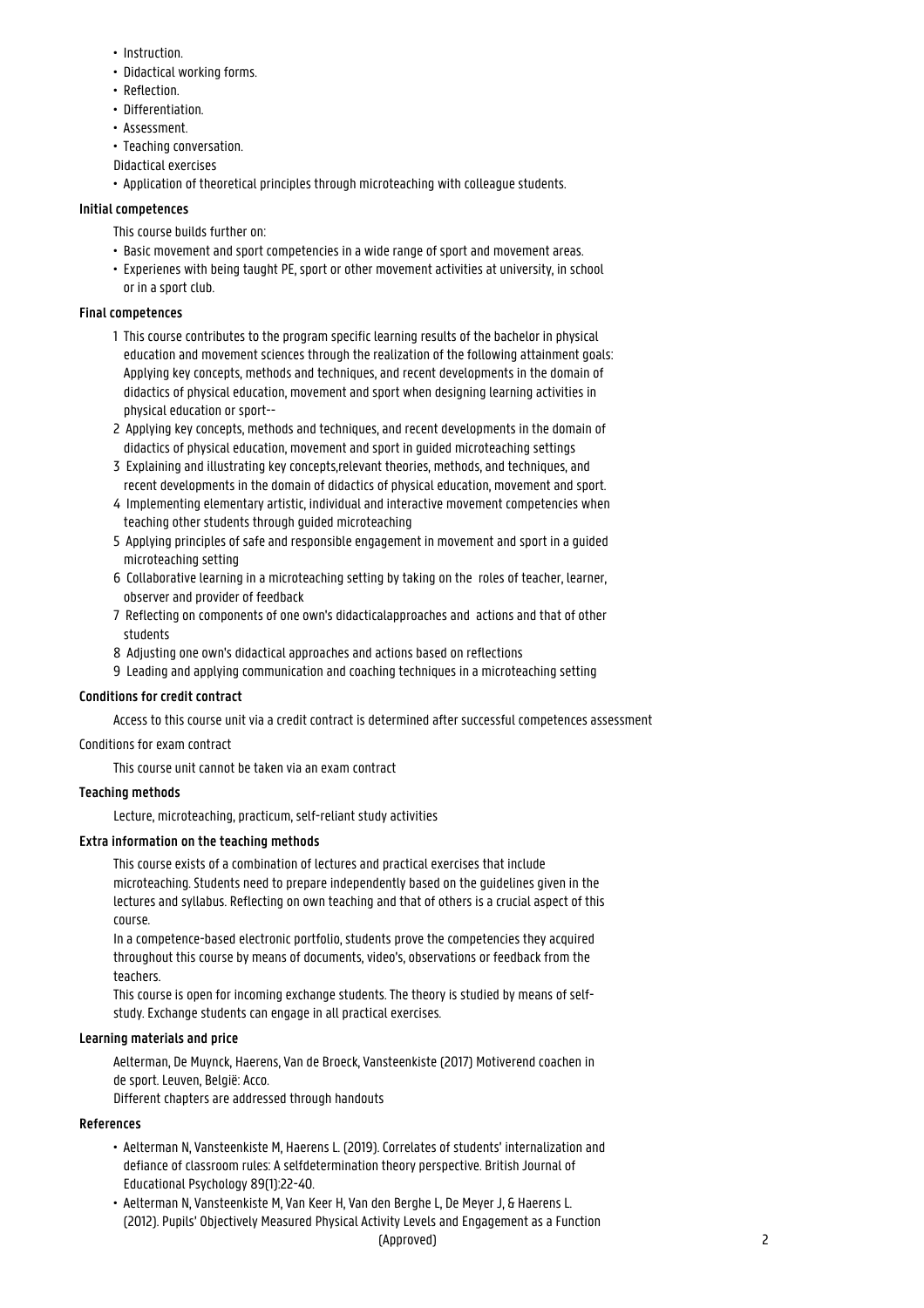- Instruction.
- Didactical working forms.
- Reflection.
- Differentiation.
- Assessment.
- Teaching conversation.

Didactical exercises

- Application of theoretical principles through microteaching with colleague students.

### Initial competences

This course builds further on:

- Basic movement and sport competencies in a wide range of sport and movement areas.
- Experienes with being taught PE, sport or other movement activities at university, in school or in a sport club.

### Final competences

1. This course contributes to the program specific learning results of the bachelor in physical education and movement sciences through the realization of the following attainment goals: Applying key concepts, methods and techniques, and recent developments in the domain of didactics of physical education, movement and sport when designing learning activities in physical education or sport--
2. Applying key concepts, methods and techniques, and recent developments in the domain of didactics of physical education, movement and sport in guided microteaching settings
3. Explaining and illustrating key concepts,relevant theories, methods, and techniques, and recent developments in the domain of didactics of physical education, movement and sport.
4. Implementing elementary artistic, individual and interactive movement competencies when teaching other students through guided microteaching
5. Applying principles of safe and responsible engagement in movement and sport in a guided microteaching setting
6. Collaborative learning in a microteaching setting by taking on the roles of teacher, learner, observer and provider of feedback
7. Reflecting on components of one own's didacticalapproaches and actions and that of other students
8. Adjusting one own's didactical approaches and actions based on reflections
9. Leading and applying communication and coaching techniques in a microteaching setting

### Conditions for credit contract

Access to this course unit via a credit contract is determined after successful competences assessment

Conditions for exam contract

This course unit cannot be taken via an exam contract

### Teaching methods

Lecture, microteaching, practicum, self-reliant study activities

### Extra information on the teaching methods

This course exists of a combination of lectures and practical exercises that include microteaching. Students need to prepare independently based on the guidelines given in the lectures and syllabus. Reflecting on own teaching and that of others is a crucial aspect of this course.

In a competence-based electronic portfolio, students prove the competencies they acquired throughout this course by means of documents, video's, observations or feedback from the teachers.

This course is open for incoming exchange students. The theory is studied by means of self-study. Exchange students can engage in all practical exercises.

### Learning materials and price

Aelterman, De Muynck, Haerens, Van de Broeck, Vansteenkiste (2017) Motiverend coachen in de sport. Leuven, België: Acco.

Different chapters are addressed through handouts

### References

- Aelterman N, Vansteenkiste M, Haerens L. (2019). Correlates of students' internalization and defiance of classroom rules: A selfdetermination theory perspective. British Journal of Educational Psychology 89(1):22-40.
- Aelterman N, Vansteenkiste M, Van Keer H, Van den Berghe L, De Meyer J, & Haerens L. (2012). Pupils' Objectively Measured Physical Activity Levels and Engagement as a Function

(Approved)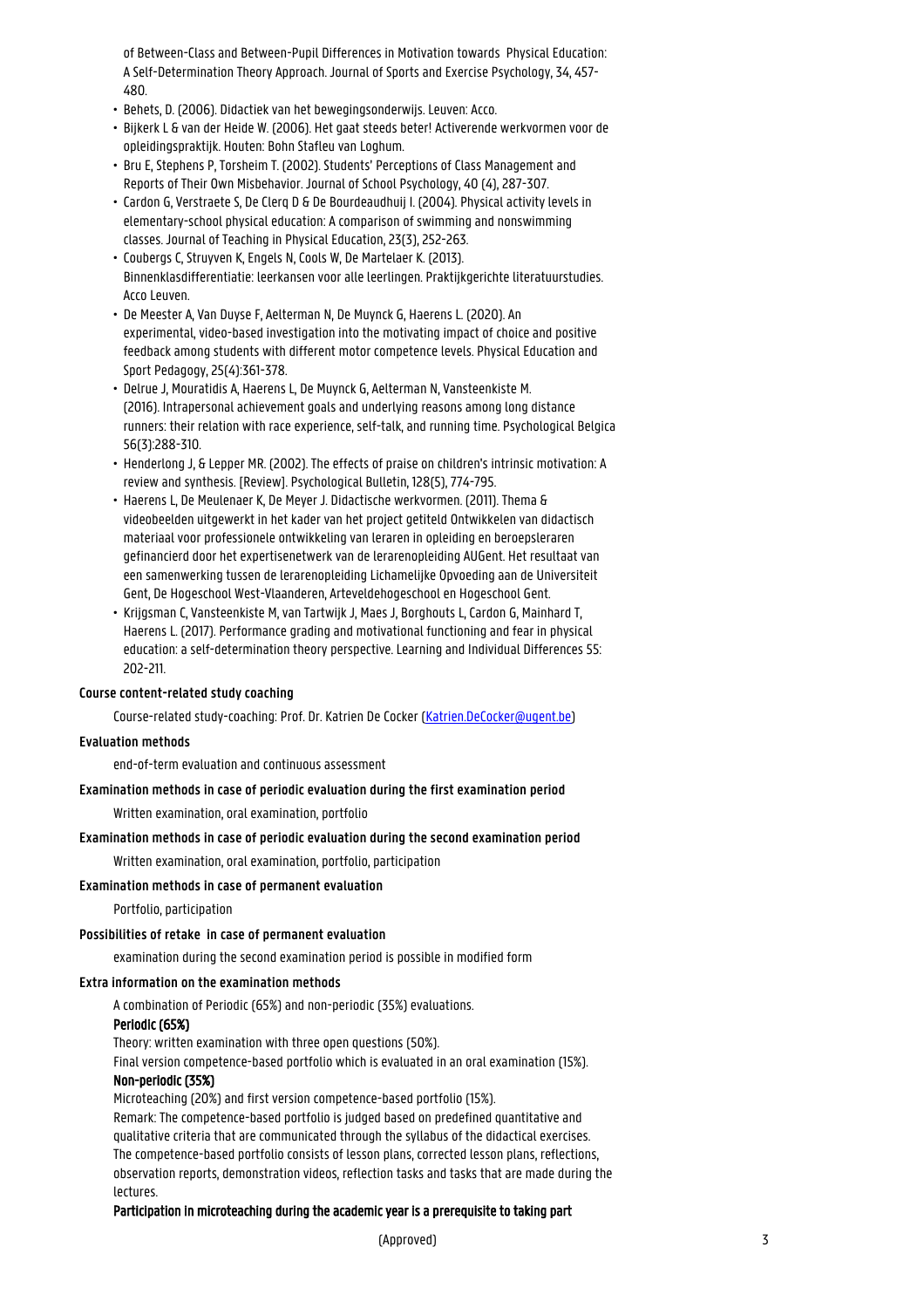of Between-Class and Between-Pupil Differences in Motivation towards Physical Education: A Self-Determination Theory Approach. Journal of Sports and Exercise Psychology, 34, 457-480.

- Behets, D. (2006). Didactiek van het bewegingsonderwijs. Leuven: Acco.
- Bijkerk L & van der Heide W. (2006). Het gaat steeds beter! Activerende werkvormen voor de opleidingspraktijk. Houten: Bohn Stafleu van Loghum.
- Bru E, Stephens P, Torsheim T. (2002). Students' Perceptions of Class Management and Reports of Their Own Misbehavior. Journal of School Psychology, 40 (4), 287-307.
- Cardon G, Verstraete S, De Clerq D & De Bourdeaudhuij I. (2004). Physical activity levels in elementary-school physical education: A comparison of swimming and nonswimming classes. Journal of Teaching in Physical Education, 23(3), 252-263.
- Coubergs C, Struyven K, Engels N, Cools W, De Martelaer K. (2013). Binnenklasdifferentiatie: leerkansen voor alle leerlingen. Praktijkgerichte literatuurstudies. Acco Leuven.
- De Meester A, Van Duyse F, Aelterman N, De Muynck G, Haerens L. (2020). An experimental, video-based investigation into the motivating impact of choice and positive feedback among students with different motor competence levels. Physical Education and Sport Pedagogy, 25(4):361-378.
- Delrue J, Mouratidis A, Haerens L, De Muynck G, Aelterman N, Vansteenkiste M. (2016). Intrapersonal achievement goals and underlying reasons among long distance runners: their relation with race experience, self-talk, and running time. Psychological Belgica 56(3):288-310.
- Henderlong J, & Lepper MR. (2002). The effects of praise on children's intrinsic motivation: A review and synthesis. [Review]. Psychological Bulletin, 128(5), 774-795.
- Haerens L, De Meulenaer K, De Meyer J. Didactische werkvormen. (2011). Thema & videobeelden uitgewerkt in het kader van het project getiteld Ontwikkelen van didactisch materiaal voor professionele ontwikkeling van leraren in opleiding en beroepsleraren gefinancierd door het expertisenetwerk van de lerarenopleiding AUGent. Het resultaat van een samenwerking tussen de lerarenopleiding Lichamelijke Opvoeding aan de Universiteit Gent, De Hogeschool West-Vlaanderen, Arteveldehogeschool en Hogeschool Gent.
- Krijgsman C, Vansteenkiste M, van Tartwijk J, Maes J, Borghouts L, Cardon G, Mainhard T, Haerens L. (2017). Performance grading and motivational functioning and fear in physical education: a self-determination theory perspective. Learning and Individual Differences 55: 202-211.

**Course content-related study coaching**

Course-related study-coaching: Prof. Dr. Katrien De Cocker (Katrien.DeCocker@ugent.be)

**Evaluation methods**

end-of-term evaluation and continuous assessment

**Examination methods in case of periodic evaluation during the first examination period**

Written examination, oral examination, portfolio

**Examination methods in case of periodic evaluation during the second examination period**

Written examination, oral examination, portfolio, participation

**Examination methods in case of permanent evaluation**

Portfolio, participation

**Possibilities of retake in case of permanent evaluation**

examination during the second examination period is possible in modified form

**Extra information on the examination methods**

A combination of Periodic (65%) and non-periodic (35%) evaluations.

**Periodic (65%)**

Theory: written examination with three open questions (50%).

Final version competence-based portfolio which is evaluated in an oral examination (15%).

**Non-periodic (35%)**

Microteaching (20%) and first version competence-based portfolio (15%).

Remark: The competence-based portfolio is judged based on predefined quantitative and qualitative criteria that are communicated through the syllabus of the didactical exercises. The competence-based portfolio consists of lesson plans, corrected lesson plans, reflections, observation reports, demonstration videos, reflection tasks and tasks that are made during the lectures.

**Participation in microteaching during the academic year is a prerequisite to taking part**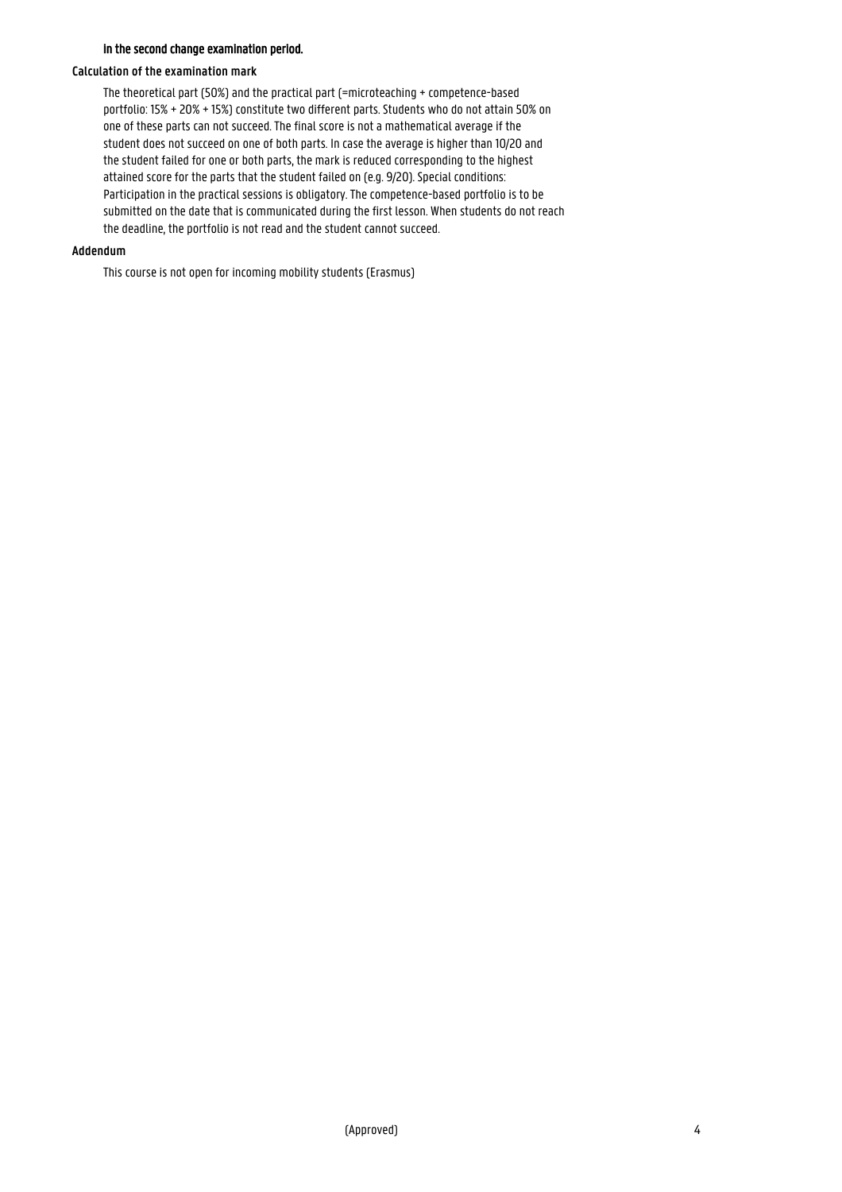**In the second change examination period.**

### Calculation of the examination mark

The theoretical part (50%) and the practical part (=microteaching + competence-based portfolio: 15% + 20% + 15%) constitute two different parts. Students who do not attain 50% on one of these parts can not succeed. The final score is not a mathematical average if the student does not succeed on one of both parts. In case the average is higher than 10/20 and the student failed for one or both parts, the mark is reduced corresponding to the highest attained score for the parts that the student failed on (e.g. 9/20). Special conditions: Participation in the practical sessions is obligatory. The competence-based portfolio is to be submitted on the date that is communicated during the first lesson. When students do not reach the deadline, the portfolio is not read and the student cannot succeed.

### Addendum

This course is not open for incoming mobility students (Erasmus)